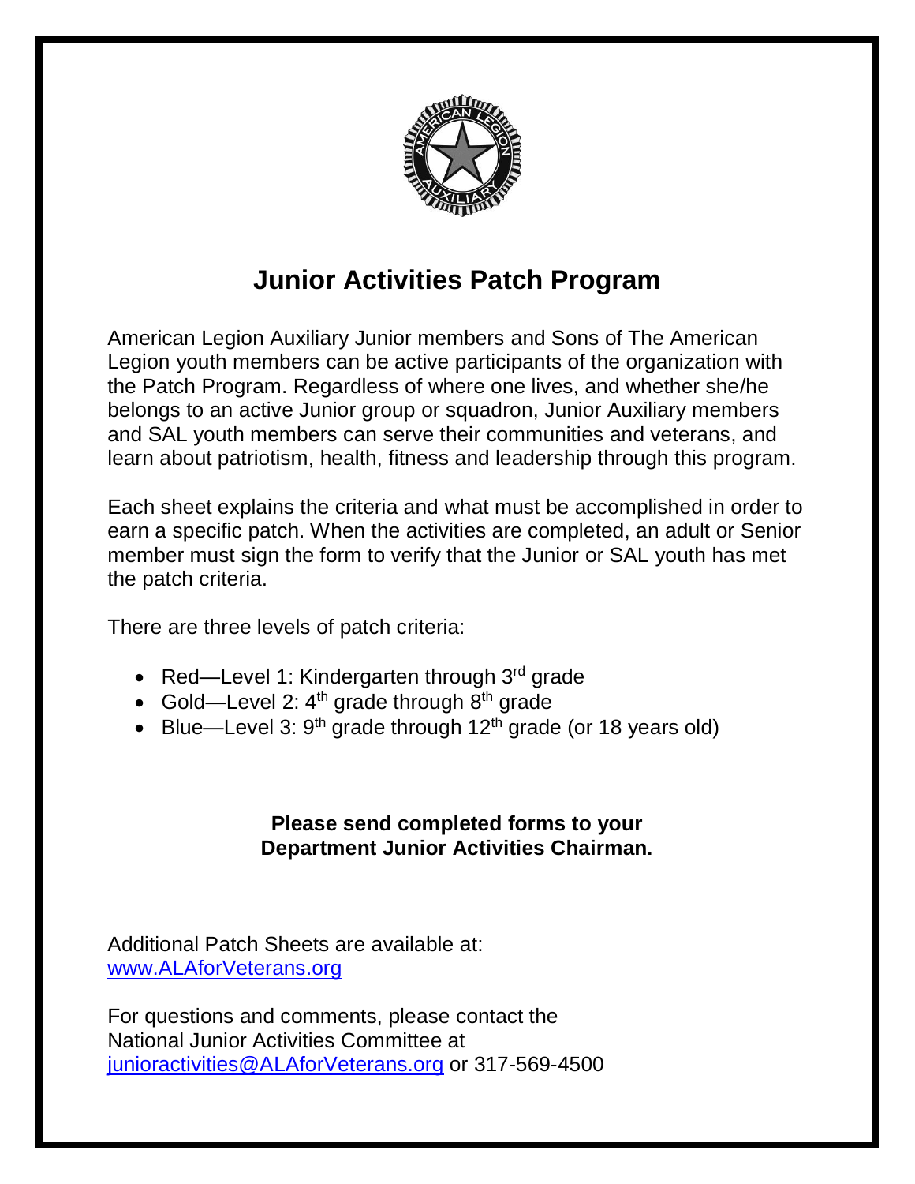# Junior Activities Patch Program

American Legion Auxiliary Junior members and Sons of The American Legion youth members can be active participants of the organization with the Patch Program. Regardless of where one lives, and whether she/he belongs to an active Junior group or squadron, Junior Auxiliary members and SAL youth members can serve their communities and veterans, and learn about patriotism, health, fitness and leadership through this program.

Each sheet explains the criteria and what must be accomplished in order to earn a specific patch. When the activities are completed, an adult or Senior member must sign the form to verify that the Junior or SAL youth has met the patch criteria.

There are three levels of patch criteria:

- Red—Level 1: Kindergarten through 3rd grade
- Gold—Level 2: 4th grade through 8th grade
- Blue—Level 3: 9th grade through 12th grade (or 18 years old)

**Please send completed forms to your Department Junior Activities Chairman.**

Additional Patch Sheets are available at:
www.ALAforVeterans.org

For questions and comments, please contact the National Junior Activities Committee at juniorActivities@ALAforVeterans.org or 317-569-4500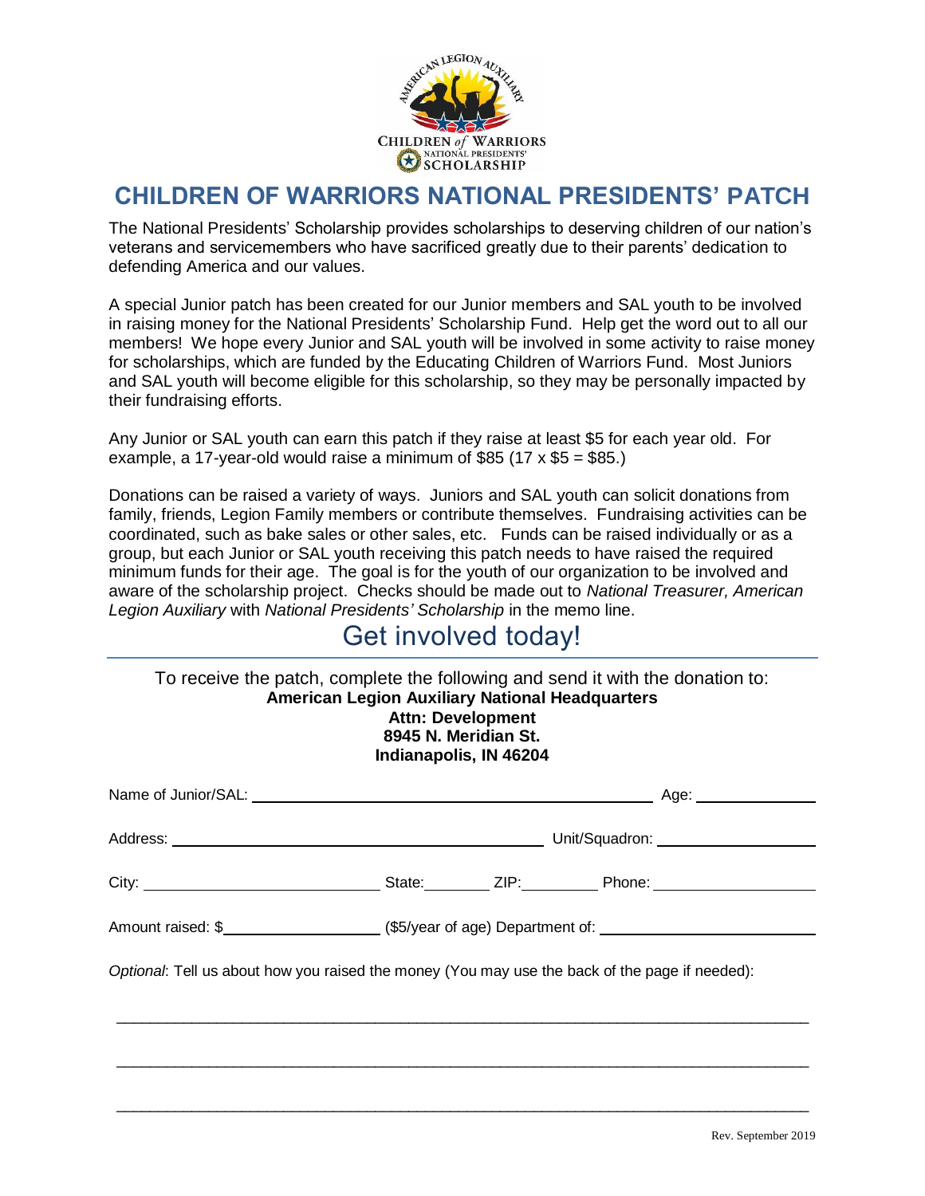# CHILDREN OF WARRIORS NATIONAL PRESIDENTS' PATCH

The National Presidents' Scholarship provides scholarships to deserving children of our nation's veterans and servicemembers who have sacrificed greatly due to their parents' dedication to defending America and our values.

A special Junior patch has been created for our Junior members and SAL youth to be involved in raising money for the National Presidents' Scholarship Fund. Help get the word out to all our members! We hope every Junior and SAL youth will be involved in some activity to raise money for scholarships, which are funded by the Educating Children of Warriors Fund. Most Juniors and SAL youth will become eligible for this scholarship, so they may be personally impacted by their fundraising efforts.

Any Junior or SAL youth can earn this patch if they raise at least $5 for each year old. For example, a 17-year-old would raise a minimum of $85 (17 x $5 = $85.)

Donations can be raised a variety of ways. Juniors and SAL youth can solicit donations from family, friends, Legion Family members or contribute themselves. Fundraising activities can be coordinated, such as bake sales or other sales, etc. Funds can be raised individually or as a group, but each Junior or SAL youth receiving this patch needs to have raised the required minimum funds for their age. The goal is for the youth of our organization to be involved and aware of the scholarship project. Checks should be made out to *National Treasurer, American Legion Auxiliary* with *National Presidents' Scholarship* in the memo line.

## Get involved today!

To receive the patch, complete the following and send it with the donation to:

**American Legion Auxiliary National Headquarters**
**Attn: Development**
**8945 N. Meridian St.**
**Indianapolis, IN 46204**

Name of Junior/SAL: ______________________________ Age: __________

Address: ______________________________ Unit/Squadron: ______________

City: ____________________ State: ______ ZIP: ______ Phone: ______________

Amount raised: $______________ ($5/year of age) Department of: ______________

*Optional*: Tell us about how you raised the money (You may use the back of the page if needed):

_______________________________________________________________________________

_______________________________________________________________________________

_______________________________________________________________________________

Rev. September 2019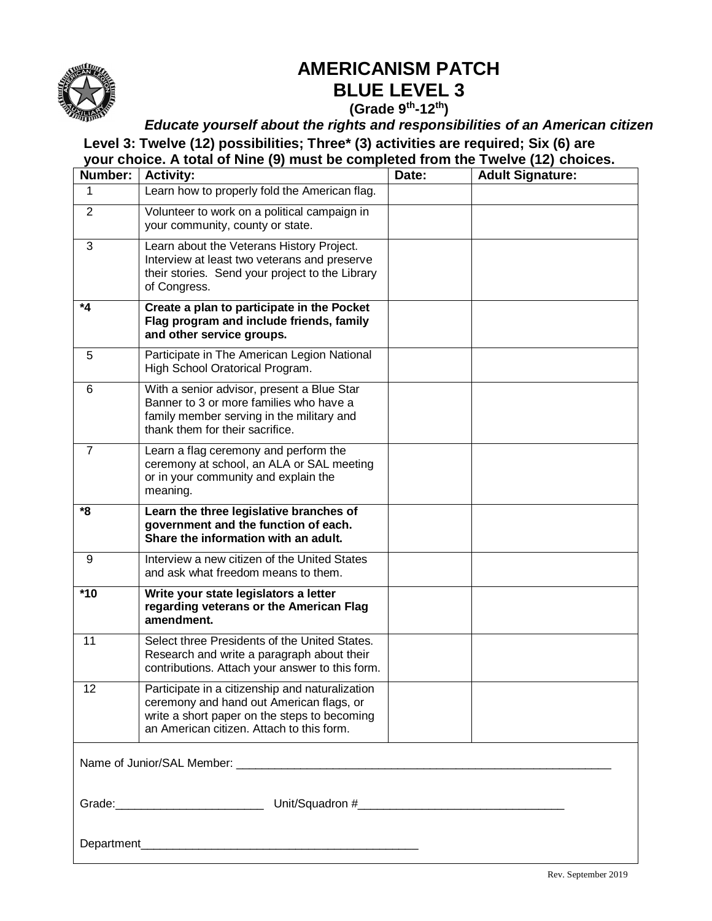# AMERICANISM PATCH
# BLUE LEVEL 3

**(Grade 9th-12th)**

***Educate yourself about the rights and responsibilities of an American citizen***

**Level 3: Twelve (12) possibilities; Three* (3) activities are required; Six (6) are your choice. A total of Nine (9) must be completed from the Twelve (12) choices.**

| Number: | Activity: | Date: | Adult Signature: |
|---|---|---|---|
| 1 | Learn how to properly fold the American flag. | | |
| 2 | Volunteer to work on a political campaign in your community, county or state. | | |
| 3 | Learn about the Veterans History Project. Interview at least two veterans and preserve their stories. Send your project to the Library of Congress. | | |
| ***4** | **Create a plan to participate in the Pocket Flag program and include friends, family and other service groups.** | | |
| 5 | Participate in The American Legion National High School Oratorical Program. | | |
| 6 | With a senior advisor, present a Blue Star Banner to 3 or more families who have a family member serving in the military and thank them for their sacrifice. | | |
| 7 | Learn a flag ceremony and perform the ceremony at school, an ALA or SAL meeting or in your community and explain the meaning. | | |
| ***8** | **Learn the three legislative branches of government and the function of each. Share the information with an adult.** | | |
| 9 | Interview a new citizen of the United States and ask what freedom means to them. | | |
| ***10** | **Write your state legislators a letter regarding veterans or the American Flag amendment.** | | |
| 11 | Select three Presidents of the United States. Research and write a paragraph about their contributions. Attach your answer to this form. | | |
| 12 | Participate in a citizenship and naturalization ceremony and hand out American flags, or write a short paper on the steps to becoming an American citizen. Attach to this form. | | |

Name of Junior/SAL Member: ____________________________________________

Grade: ______________________ Unit/Squadron # ______________________________

Department ________________________________________

Rev. September 2019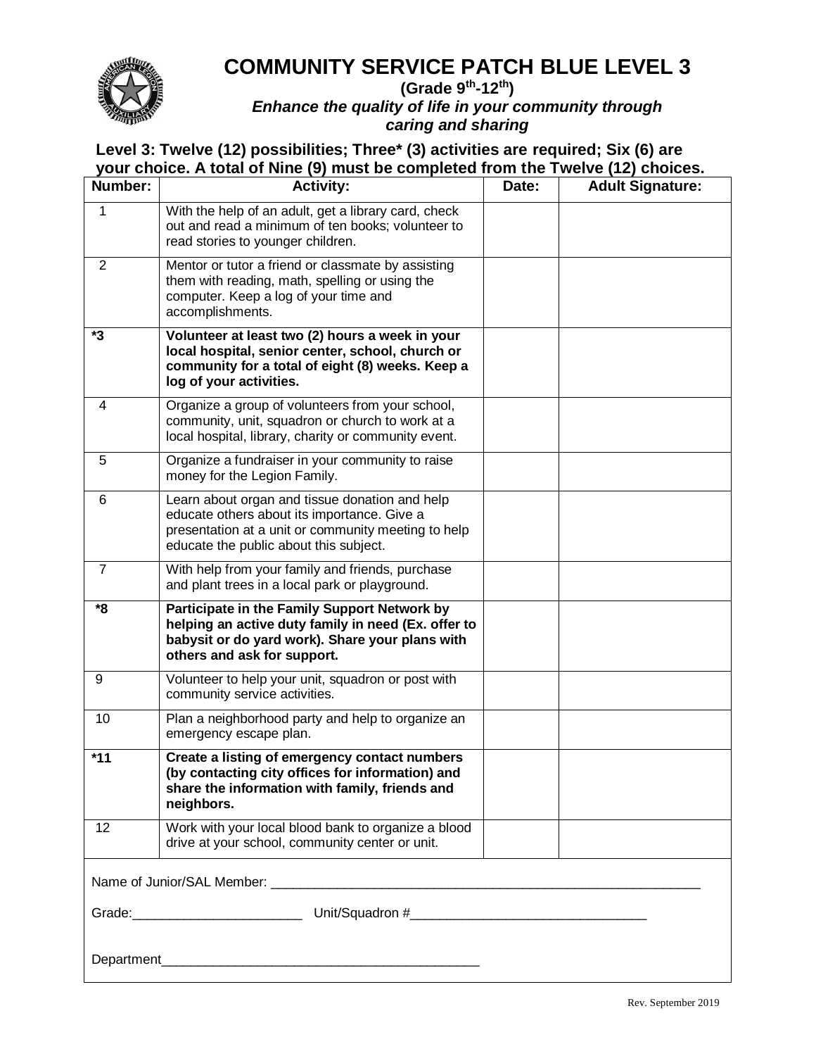# COMMUNITY SERVICE PATCH BLUE LEVEL 3

**(Grade 9th-12th)**

***Enhance the quality of life in your community through caring and sharing***

**Level 3: Twelve (12) possibilities; Three* (3) activities are required; Six (6) are your choice. A total of Nine (9) must be completed from the Twelve (12) choices.**

| Number: | Activity: | Date: | Adult Signature: |
|---|---|---|---|
| 1 | With the help of an adult, get a library card, check out and read a minimum of ten books; volunteer to read stories to younger children. | | |
| 2 | Mentor or tutor a friend or classmate by assisting them with reading, math, spelling or using the computer. Keep a log of your time and accomplishments. | | |
| ***3** | **Volunteer at least two (2) hours a week in your local hospital, senior center, school, church or community for a total of eight (8) weeks. Keep a log of your activities.** | | |
| 4 | Organize a group of volunteers from your school, community, unit, squadron or church to work at a local hospital, library, charity or community event. | | |
| 5 | Organize a fundraiser in your community to raise money for the Legion Family. | | |
| 6 | Learn about organ and tissue donation and help educate others about its importance. Give a presentation at a unit or community meeting to help educate the public about this subject. | | |
| 7 | With help from your family and friends, purchase and plant trees in a local park or playground. | | |
| ***8** | **Participate in the Family Support Network by helping an active duty family in need (Ex. offer to babysit or do yard work). Share your plans with others and ask for support.** | | |
| 9 | Volunteer to help your unit, squadron or post with community service activities. | | |
| 10 | Plan a neighborhood party and help to organize an emergency escape plan. | | |
| ***11** | **Create a listing of emergency contact numbers (by contacting city offices for information) and share the information with family, friends and neighbors.** | | |
| 12 | Work with your local blood bank to organize a blood drive at your school, community center or unit. | | |

Name of Junior/SAL Member: ____________________________________________________________

Grade:_______________________ Unit/Squadron #________________________________

Department___________________________________________

Rev. September 2019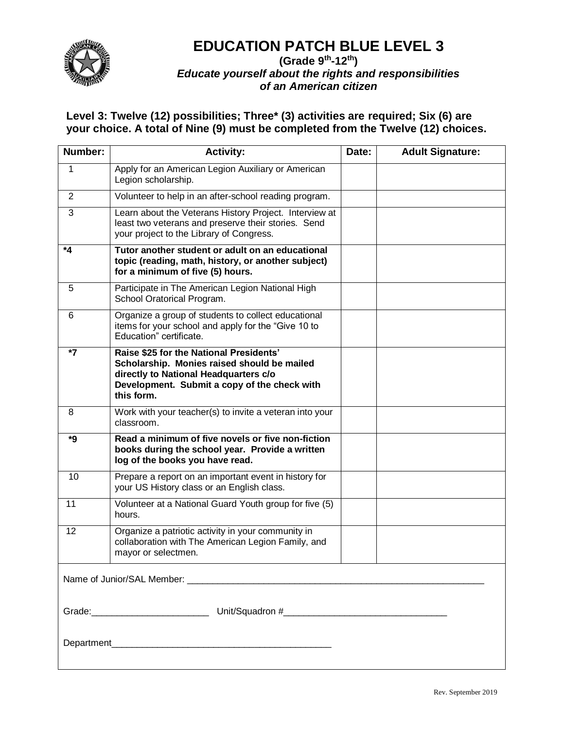# EDUCATION PATCH BLUE LEVEL 3

**(Grade 9th-12th)**

***Educate yourself about the rights and responsibilities of an American citizen***

**Level 3: Twelve (12) possibilities; Three* (3) activities are required; Six (6) are your choice. A total of Nine (9) must be completed from the Twelve (12) choices.**

| Number: | Activity: | Date: | Adult Signature: |
|---|---|---|---|
| 1 | Apply for an American Legion Auxiliary or American Legion scholarship. | | |
| 2 | Volunteer to help in an after-school reading program. | | |
| 3 | Learn about the Veterans History Project. Interview at least two veterans and preserve their stories. Send your project to the Library of Congress. | | |
| ***4** | **Tutor another student or adult on an educational topic (reading, math, history, or another subject) for a minimum of five (5) hours.** | | |
| 5 | Participate in The American Legion National High School Oratorical Program. | | |
| 6 | Organize a group of students to collect educational items for your school and apply for the "Give 10 to Education" certificate. | | |
| ***7** | **Raise $25 for the National Presidents' Scholarship. Monies raised should be mailed directly to National Headquarters c/o Development. Submit a copy of the check with this form.** | | |
| 8 | Work with your teacher(s) to invite a veteran into your classroom. | | |
| ***9** | **Read a minimum of five novels or five non-fiction books during the school year. Provide a written log of the books you have read.** | | |
| 10 | Prepare a report on an important event in history for your US History class or an English class. | | |
| 11 | Volunteer at a National Guard Youth group for five (5) hours. | | |
| 12 | Organize a patriotic activity in your community in collaboration with The American Legion Family, and mayor or selectmen. | | |

Name of Junior/SAL Member: ____________________________________________

Grade:______________________ Unit/Squadron #______________________________

Department__________________________________________

Rev. September 2019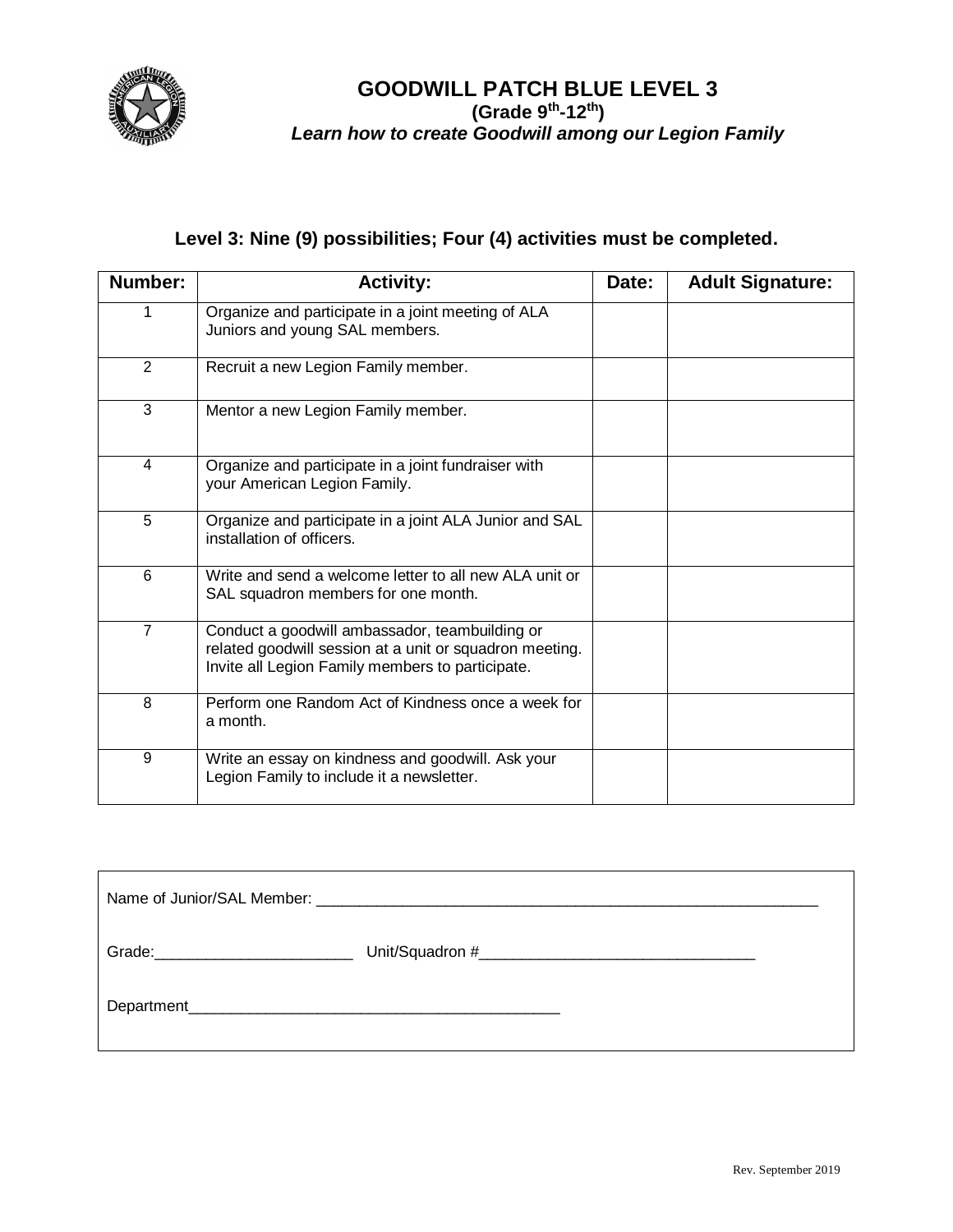# GOODWILL PATCH BLUE LEVEL 3

**(Grade 9th-12th)**

***Learn how to create Goodwill among our Legion Family***

**Level 3: Nine (9) possibilities; Four (4) activities must be completed.**

| Number: | Activity: | Date: | Adult Signature: |
|---|---|---|---|
| 1 | Organize and participate in a joint meeting of ALA Juniors and young SAL members. | | |
| 2 | Recruit a new Legion Family member. | | |
| 3 | Mentor a new Legion Family member. | | |
| 4 | Organize and participate in a joint fundraiser with your American Legion Family. | | |
| 5 | Organize and participate in a joint ALA Junior and SAL installation of officers. | | |
| 6 | Write and send a welcome letter to all new ALA unit or SAL squadron members for one month. | | |
| 7 | Conduct a goodwill ambassador, teambuilding or related goodwill session at a unit or squadron meeting. Invite all Legion Family members to participate. | | |
| 8 | Perform one Random Act of Kindness once a week for a month. | | |
| 9 | Write an essay on kindness and goodwill. Ask your Legion Family to include it a newsletter. | | |

Name of Junior/SAL Member: ______________________________________________

Grade: ____________________ Unit/Squadron #___________________________

Department_____________________________________

Rev. September 2019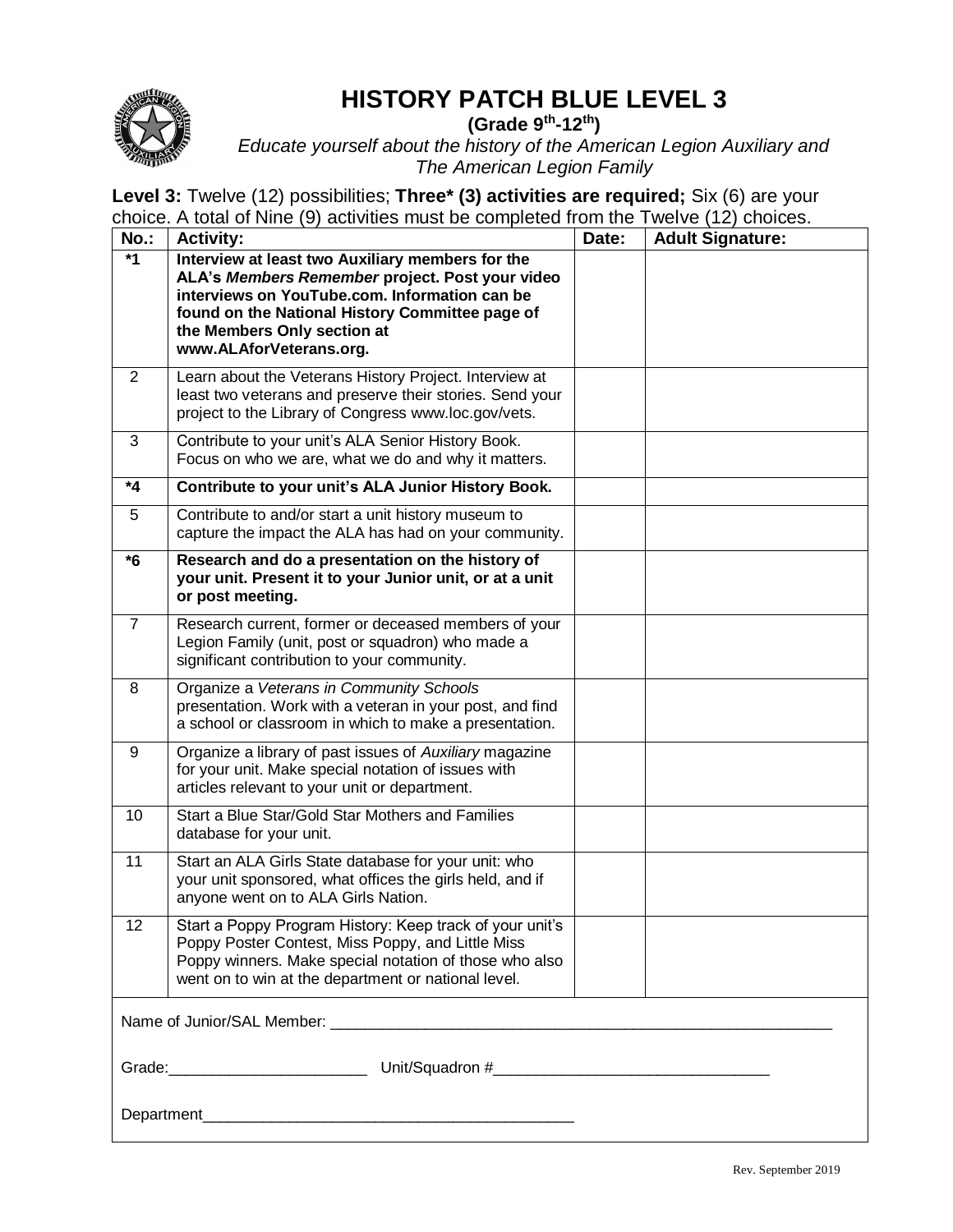# HISTORY PATCH BLUE LEVEL 3

**(Grade 9th-12th)**

*Educate yourself about the history of the American Legion Auxiliary and The American Legion Family*

**Level 3:** Twelve (12) possibilities; **Three* (3) activities are required;** Six (6) are your choice. A total of Nine (9) activities must be completed from the Twelve (12) choices.

| No.: | Activity: | Date: | Adult Signature: |
|---|---|---|---|
| ***1** | **Interview at least two Auxiliary members for the ALA's *Members Remember* project. Post your video interviews on YouTube.com. Information can be found on the National History Committee page of the Members Only section at www.ALAforVeterans.org.** | | |
| 2 | Learn about the Veterans History Project. Interview at least two veterans and preserve their stories. Send your project to the Library of Congress www.loc.gov/vets. | | |
| 3 | Contribute to your unit's ALA Senior History Book. Focus on who we are, what we do and why it matters. | | |
| ***4** | **Contribute to your unit's ALA Junior History Book.** | | |
| 5 | Contribute to and/or start a unit history museum to capture the impact the ALA has had on your community. | | |
| ***6** | **Research and do a presentation on the history of your unit. Present it to your Junior unit, or at a unit or post meeting.** | | |
| 7 | Research current, former or deceased members of your Legion Family (unit, post or squadron) who made a significant contribution to your community. | | |
| 8 | Organize a *Veterans in Community Schools* presentation. Work with a veteran in your post, and find a school or classroom in which to make a presentation. | | |
| 9 | Organize a library of past issues of *Auxiliary* magazine for your unit. Make special notation of issues with articles relevant to your unit or department. | | |
| 10 | Start a Blue Star/Gold Star Mothers and Families database for your unit. | | |
| 11 | Start an ALA Girls State database for your unit: who your unit sponsored, what offices the girls held, and if anyone went on to ALA Girls Nation. | | |
| 12 | Start a Poppy Program History: Keep track of your unit's Poppy Poster Contest, Miss Poppy, and Little Miss Poppy winners. Make special notation of those who also went on to win at the department or national level. | | |

Name of Junior/SAL Member: ___________________________________________

Grade:______________________ Unit/Squadron #______________________________

Department__________________________________________

Rev. September 2019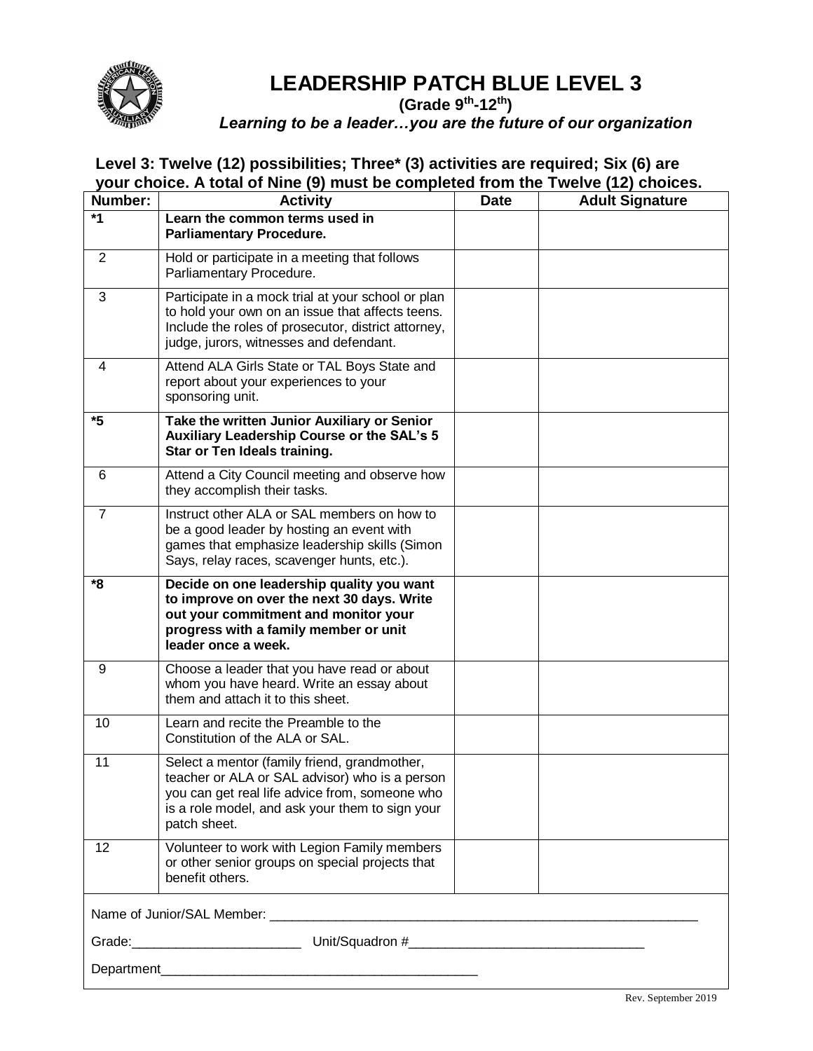# LEADERSHIP PATCH BLUE LEVEL 3

**(Grade 9th-12th)**

***Learning to be a leader…you are the future of our organization***

**Level 3: Twelve (12) possibilities; Three* (3) activities are required; Six (6) are your choice. A total of Nine (9) must be completed from the Twelve (12) choices.**

| Number: | Activity | Date | Adult Signature |
|---|---|---|---|
| ***1** | **Learn the common terms used in Parliamentary Procedure.** | | |
| 2 | Hold or participate in a meeting that follows Parliamentary Procedure. | | |
| 3 | Participate in a mock trial at your school or plan to hold your own on an issue that affects teens. Include the roles of prosecutor, district attorney, judge, jurors, witnesses and defendant. | | |
| 4 | Attend ALA Girls State or TAL Boys State and report about your experiences to your sponsoring unit. | | |
| ***5** | **Take the written Junior Auxiliary or Senior Auxiliary Leadership Course or the SAL's 5 Star or Ten Ideals training.** | | |
| 6 | Attend a City Council meeting and observe how they accomplish their tasks. | | |
| 7 | Instruct other ALA or SAL members on how to be a good leader by hosting an event with games that emphasize leadership skills (Simon Says, relay races, scavenger hunts, etc.). | | |
| ***8** | **Decide on one leadership quality you want to improve on over the next 30 days. Write out your commitment and monitor your progress with a family member or unit leader once a week.** | | |
| 9 | Choose a leader that you have read or about whom you have heard. Write an essay about them and attach it to this sheet. | | |
| 10 | Learn and recite the Preamble to the Constitution of the ALA or SAL. | | |
| 11 | Select a mentor (family friend, grandmother, teacher or ALA or SAL advisor) who is a person you can get real life advice from, someone who is a role model, and ask your them to sign your patch sheet. | | |
| 12 | Volunteer to work with Legion Family members or other senior groups on special projects that benefit others. | | |

Name of Junior/SAL Member: ____________________________________________________________

Grade:________________________ Unit/Squadron #________________________________

Department____________________________________________

Rev. September 2019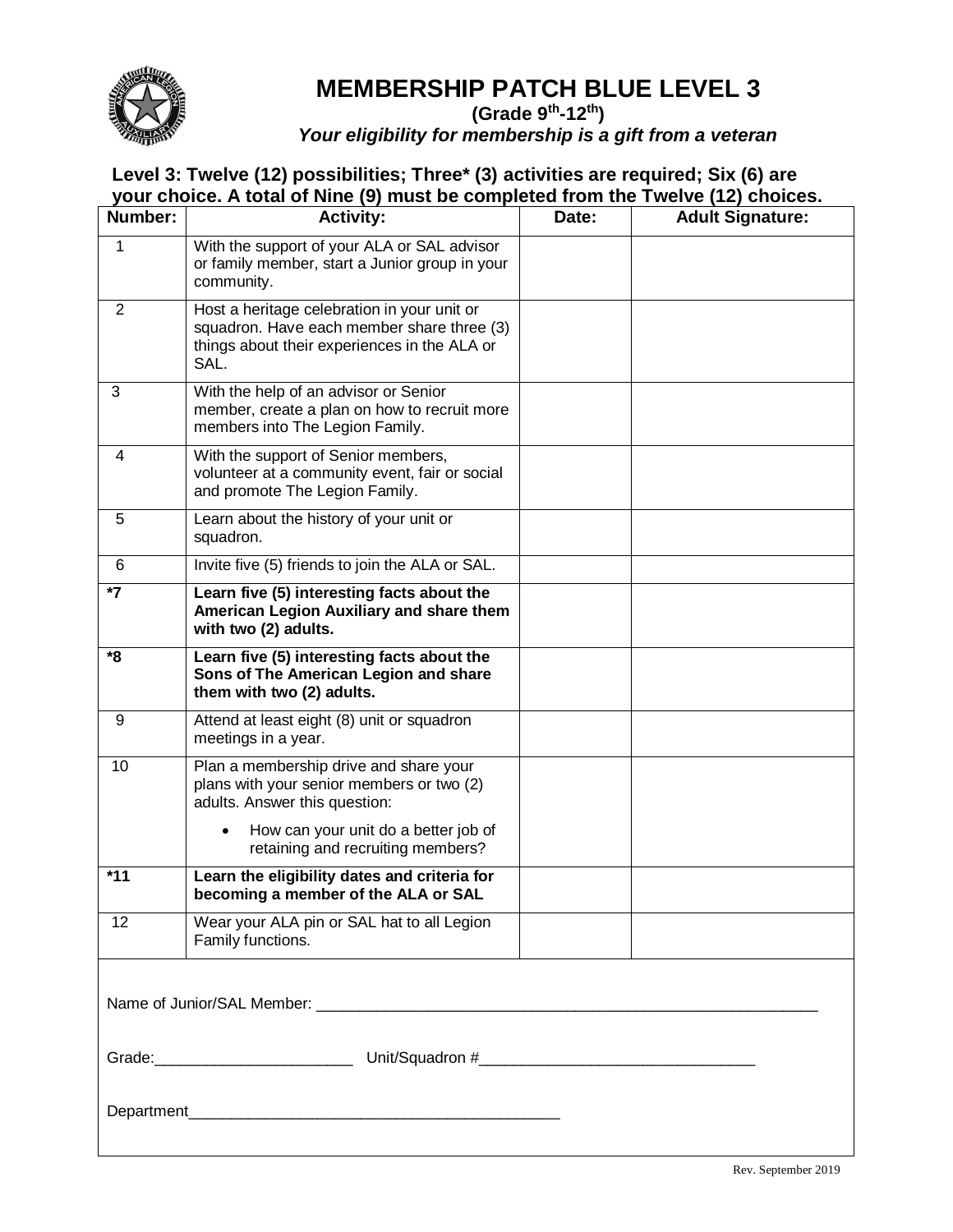# MEMBERSHIP PATCH BLUE LEVEL 3

**(Grade 9th-12th)**

***Your eligibility for membership is a gift from a veteran***

**Level 3: Twelve (12) possibilities; Three* (3) activities are required; Six (6) are your choice. A total of Nine (9) must be completed from the Twelve (12) choices.**

| Number: | Activity: | Date: | Adult Signature: |
|---|---|---|---|
| 1 | With the support of your ALA or SAL advisor or family member, start a Junior group in your community. | | |
| 2 | Host a heritage celebration in your unit or squadron. Have each member share three (3) things about their experiences in the ALA or SAL. | | |
| 3 | With the help of an advisor or Senior member, create a plan on how to recruit more members into The Legion Family. | | |
| 4 | With the support of Senior members, volunteer at a community event, fair or social and promote The Legion Family. | | |
| 5 | Learn about the history of your unit or squadron. | | |
| 6 | Invite five (5) friends to join the ALA or SAL. | | |
| **\*7** | **Learn five (5) interesting facts about the American Legion Auxiliary and share them with two (2) adults.** | | |
| **\*8** | **Learn five (5) interesting facts about the Sons of The American Legion and share them with two (2) adults.** | | |
| 9 | Attend at least eight (8) unit or squadron meetings in a year. | | |
| 10 | Plan a membership drive and share your plans with your senior members or two (2) adults. Answer this question: • How can your unit do a better job of retaining and recruiting members? | | |
| **\*11** | **Learn the eligibility dates and criteria for becoming a member of the ALA or SAL** | | |
| 12 | Wear your ALA pin or SAL hat to all Legion Family functions. | | |

Name of Junior/SAL Member: ______________________________________________________________

Grade:_______________________ Unit/Squadron #_______________________________

Department___________________________________________

Rev. September 2019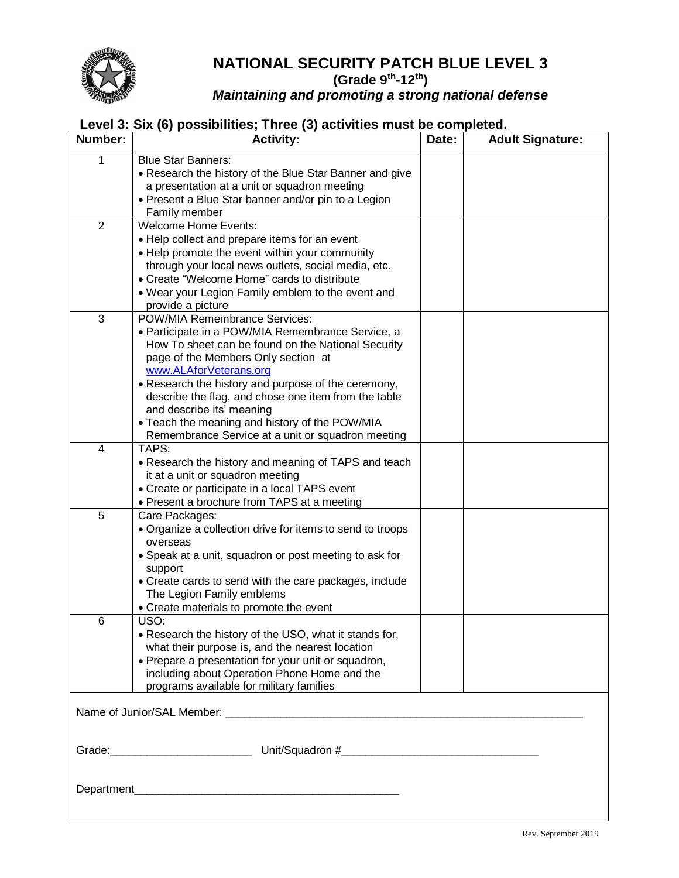# NATIONAL SECURITY PATCH BLUE LEVEL 3

**(Grade 9th-12th)**

***Maintaining and promoting a strong national defense***

**Level 3: Six (6) possibilities; Three (3) activities must be completed.**

| Number: | Activity: | Date: | Adult Signature: |
|---|---|---|---|
| 1 | Blue Star Banners:<br>• Research the history of the Blue Star Banner and give a presentation at a unit or squadron meeting<br>• Present a Blue Star banner and/or pin to a Legion Family member | | |
| 2 | Welcome Home Events:<br>• Help collect and prepare items for an event<br>• Help promote the event within your community through your local news outlets, social media, etc.<br>• Create "Welcome Home" cards to distribute<br>• Wear your Legion Family emblem to the event and provide a picture | | |
| 3 | POW/MIA Remembrance Services:<br>• Participate in a POW/MIA Remembrance Service, a How To sheet can be found on the National Security page of the Members Only section at www.ALAforVeterans.org<br>• Research the history and purpose of the ceremony, describe the flag, and chose one item from the table and describe its' meaning<br>• Teach the meaning and history of the POW/MIA Remembrance Service at a unit or squadron meeting | | |
| 4 | TAPS:<br>• Research the history and meaning of TAPS and teach it at a unit or squadron meeting<br>• Create or participate in a local TAPS event<br>• Present a brochure from TAPS at a meeting | | |
| 5 | Care Packages:<br>• Organize a collection drive for items to send to troops overseas<br>• Speak at a unit, squadron or post meeting to ask for support<br>• Create cards to send with the care packages, include The Legion Family emblems<br>• Create materials to promote the event | | |
| 6 | USO:<br>• Research the history of the USO, what it stands for, what their purpose is, and the nearest location<br>• Prepare a presentation for your unit or squadron, including about Operation Phone Home and the programs available for military families | | |

Name of Junior/SAL Member: ____________________________________________________________

Grade:_______________________ Unit/Squadron #________________________________

Department___________________________________________

Rev. September 2019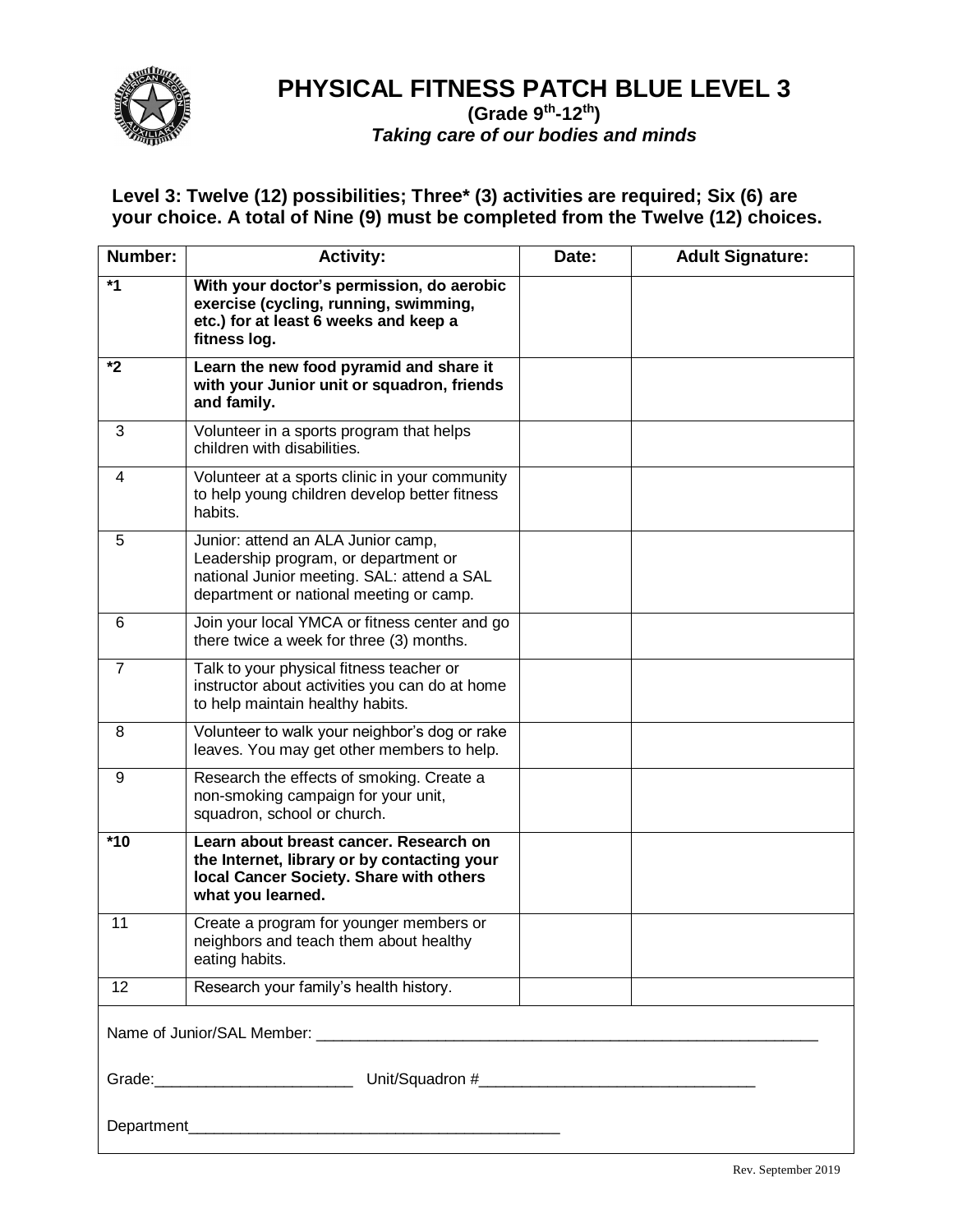# PHYSICAL FITNESS PATCH BLUE LEVEL 3

**(Grade 9th-12th)**

***Taking care of our bodies and minds***

**Level 3: Twelve (12) possibilities; Three* (3) activities are required; Six (6) are your choice. A total of Nine (9) must be completed from the Twelve (12) choices.**

| Number: | Activity: | Date: | Adult Signature: |
|---|---|---|---|
| ***1** | **With your doctor's permission, do aerobic exercise (cycling, running, swimming, etc.) for at least 6 weeks and keep a fitness log.** | | |
| ***2** | **Learn the new food pyramid and share it with your Junior unit or squadron, friends and family.** | | |
| 3 | Volunteer in a sports program that helps children with disabilities. | | |
| 4 | Volunteer at a sports clinic in your community to help young children develop better fitness habits. | | |
| 5 | Junior: attend an ALA Junior camp, Leadership program, or department or national Junior meeting. SAL: attend a SAL department or national meeting or camp. | | |
| 6 | Join your local YMCA or fitness center and go there twice a week for three (3) months. | | |
| 7 | Talk to your physical fitness teacher or instructor about activities you can do at home to help maintain healthy habits. | | |
| 8 | Volunteer to walk your neighbor's dog or rake leaves. You may get other members to help. | | |
| 9 | Research the effects of smoking. Create a non-smoking campaign for your unit, squadron, school or church. | | |
| ***10** | **Learn about breast cancer. Research on the Internet, library or by contacting your local Cancer Society. Share with others what you learned.** | | |
| 11 | Create a program for younger members or neighbors and teach them about healthy eating habits. | | |
| 12 | Research your family's health history. | | |

Name of Junior/SAL Member: ______________________________________________

Grade:______________________ Unit/Squadron #______________________________

Department__________________________________________

Rev. September 2019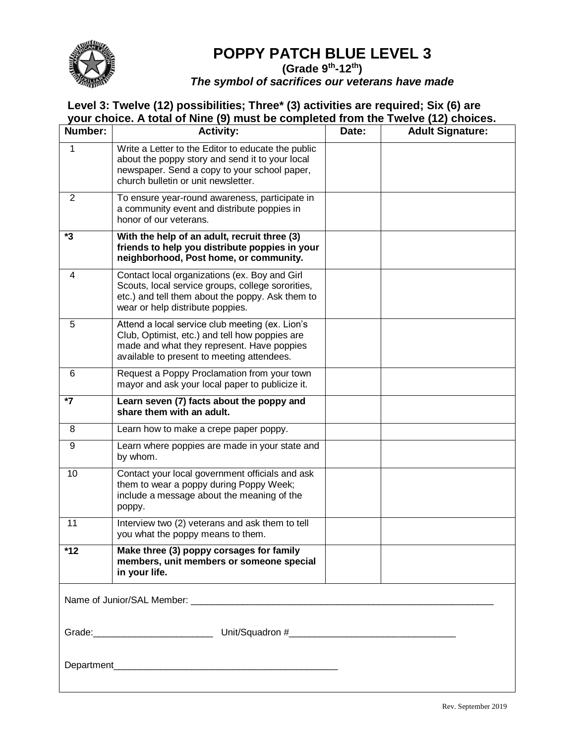# POPPY PATCH BLUE LEVEL 3

**(Grade 9th-12th)**

***The symbol of sacrifices our veterans have made***

**Level 3: Twelve (12) possibilities; Three* (3) activities are required; Six (6) are your choice. A total of Nine (9) must be completed from the Twelve (12) choices.**

| Number: | Activity: | Date: | Adult Signature: |
|---|---|---|---|
| 1 | Write a Letter to the Editor to educate the public about the poppy story and send it to your local newspaper. Send a copy to your school paper, church bulletin or unit newsletter. | | |
| 2 | To ensure year-round awareness, participate in a community event and distribute poppies in honor of our veterans. | | |
| ***3** | **With the help of an adult, recruit three (3) friends to help you distribute poppies in your neighborhood, Post home, or community.** | | |
| 4 | Contact local organizations (ex. Boy and Girl Scouts, local service groups, college sororities, etc.) and tell them about the poppy. Ask them to wear or help distribute poppies. | | |
| 5 | Attend a local service club meeting (ex. Lion's Club, Optimist, etc.) and tell how poppies are made and what they represent. Have poppies available to present to meeting attendees. | | |
| 6 | Request a Poppy Proclamation from your town mayor and ask your local paper to publicize it. | | |
| ***7** | **Learn seven (7) facts about the poppy and share them with an adult.** | | |
| 8 | Learn how to make a crepe paper poppy. | | |
| 9 | Learn where poppies are made in your state and by whom. | | |
| 10 | Contact your local government officials and ask them to wear a poppy during Poppy Week; include a message about the meaning of the poppy. | | |
| 11 | Interview two (2) veterans and ask them to tell you what the poppy means to them. | | |
| ***12** | **Make three (3) poppy corsages for family members, unit members or someone special in your life.** | | |

Name of Junior/SAL Member: ____________________________________________________________

Grade:_______________________ Unit/Squadron #_______________________________

Department___________________________________________

Rev. September 2019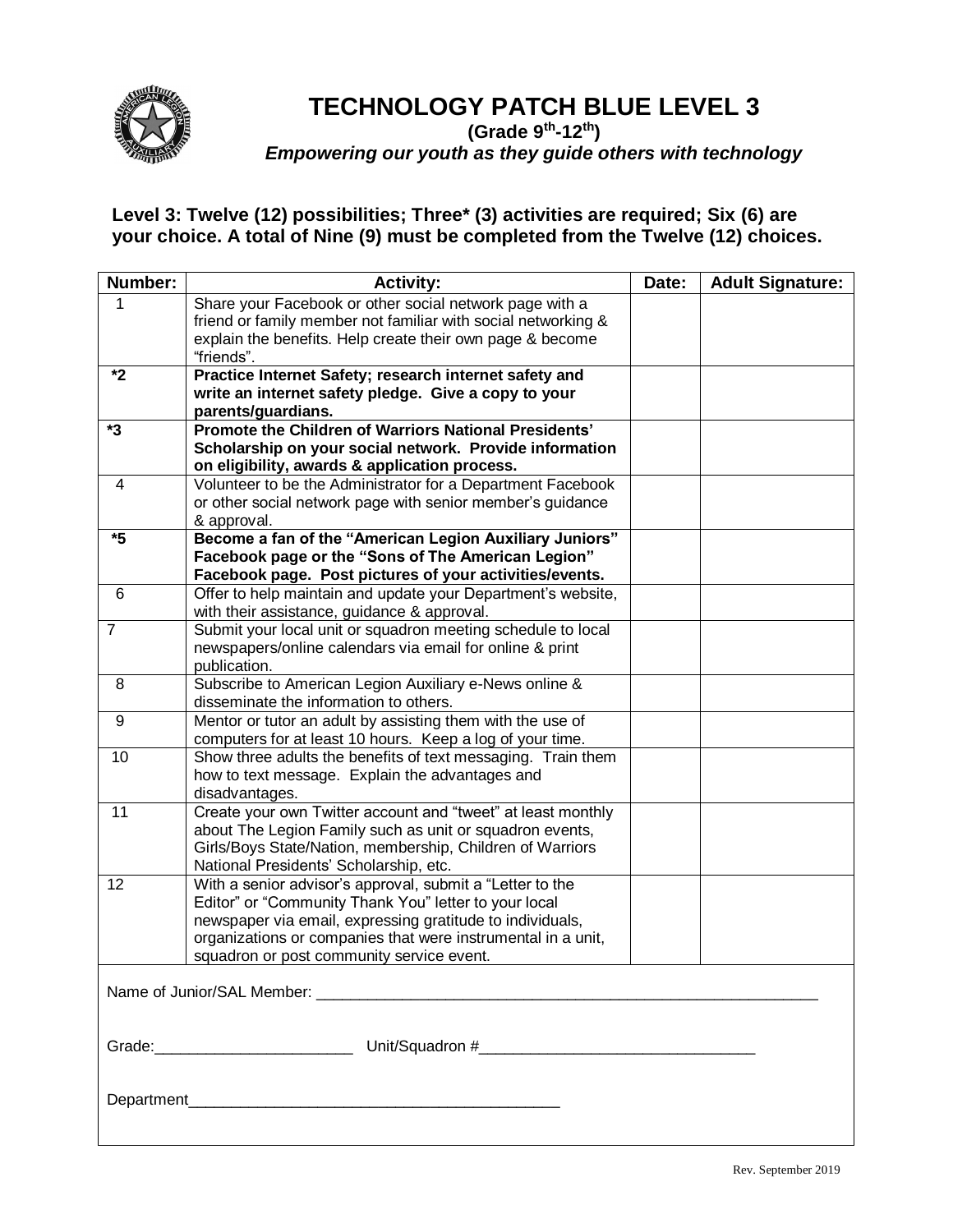# TECHNOLOGY PATCH BLUE LEVEL 3

**(Grade 9th-12th)**

***Empowering our youth as they guide others with technology***

**Level 3: Twelve (12) possibilities; Three* (3) activities are required; Six (6) are your choice. A total of Nine (9) must be completed from the Twelve (12) choices.**

| Number: | Activity: | Date: | Adult Signature: |
|---|---|---|---|
| 1 | Share your Facebook or other social network page with a friend or family member not familiar with social networking & explain the benefits. Help create their own page & become "friends". | | |
| **\*2** | **Practice Internet Safety; research internet safety and write an internet safety pledge. Give a copy to your parents/guardians.** | | |
| **\*3** | **Promote the Children of Warriors National Presidents' Scholarship on your social network. Provide information on eligibility, awards & application process.** | | |
| 4 | Volunteer to be the Administrator for a Department Facebook or other social network page with senior member's guidance & approval. | | |
| **\*5** | **Become a fan of the "American Legion Auxiliary Juniors" Facebook page or the "Sons of The American Legion" Facebook page. Post pictures of your activities/events.** | | |
| 6 | Offer to help maintain and update your Department's website, with their assistance, guidance & approval. | | |
| 7 | Submit your local unit or squadron meeting schedule to local newspapers/online calendars via email for online & print publication. | | |
| 8 | Subscribe to American Legion Auxiliary e-News online & disseminate the information to others. | | |
| 9 | Mentor or tutor an adult by assisting them with the use of computers for at least 10 hours. Keep a log of your time. | | |
| 10 | Show three adults the benefits of text messaging. Train them how to text message. Explain the advantages and disadvantages. | | |
| 11 | Create your own Twitter account and "tweet" at least monthly about The Legion Family such as unit or squadron events, Girls/Boys State/Nation, membership, Children of Warriors National Presidents' Scholarship, etc. | | |
| 12 | With a senior advisor's approval, submit a "Letter to the Editor" or "Community Thank You" letter to your local newspaper via email, expressing gratitude to individuals, organizations or companies that were instrumental in a unit, squadron or post community service event. | | |

Name of Junior/SAL Member: ____________________________________________

Grade: ______________________ Unit/Squadron # ______________________________

Department ________________________________________

Rev. September 2019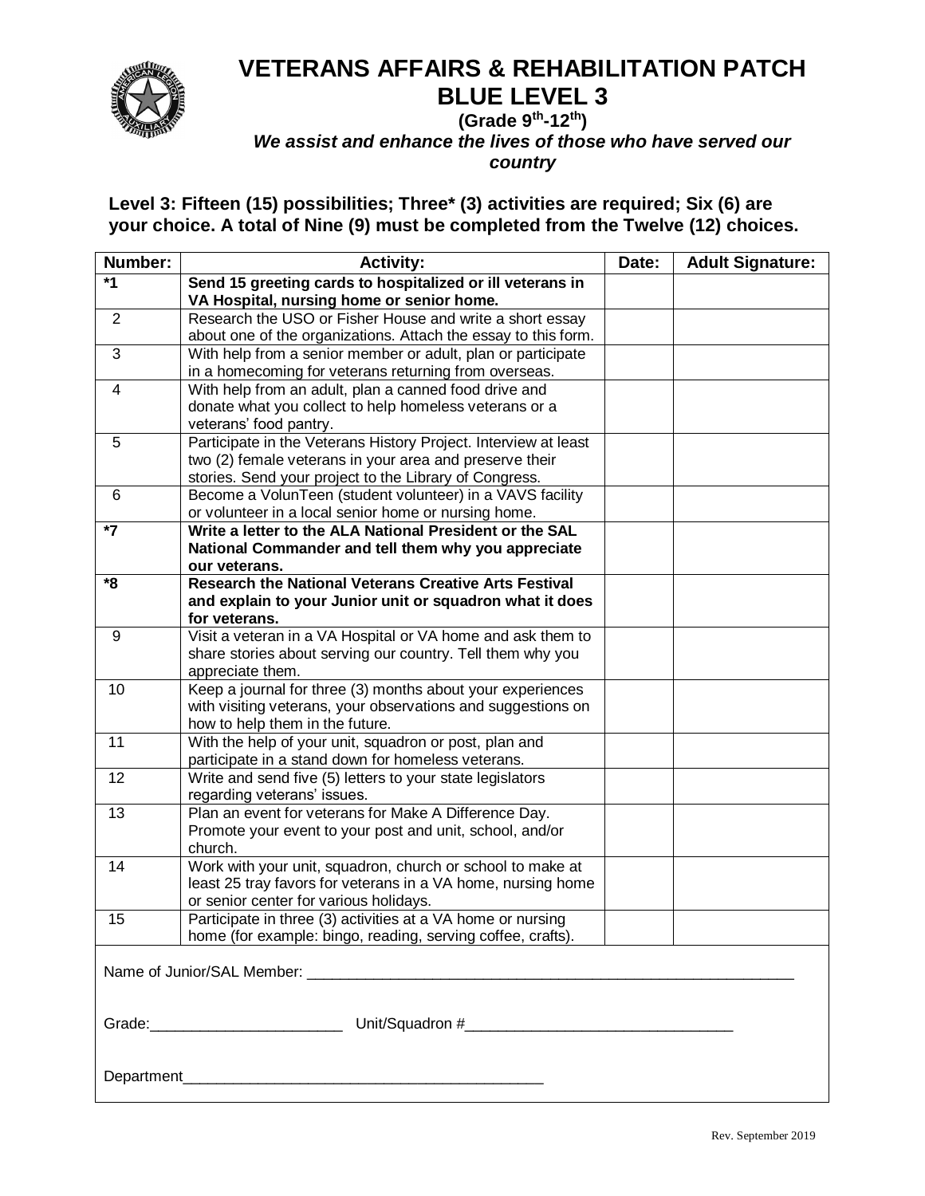# VETERANS AFFAIRS & REHABILITATION PATCH
## BLUE LEVEL 3
**(Grade 9th-12th)**

***We assist and enhance the lives of those who have served our country***

**Level 3: Fifteen (15) possibilities; Three* (3) activities are required; Six (6) are your choice. A total of Nine (9) must be completed from the Twelve (12) choices.**

| Number: | Activity: | Date: | Adult Signature: |
|---|---|---|---|
| **\*1** | **Send 15 greeting cards to hospitalized or ill veterans in VA Hospital, nursing home or senior home.** | | |
| 2 | Research the USO or Fisher House and write a short essay about one of the organizations. Attach the essay to this form. | | |
| 3 | With help from a senior member or adult, plan or participate in a homecoming for veterans returning from overseas. | | |
| 4 | With help from an adult, plan a canned food drive and donate what you collect to help homeless veterans or a veterans' food pantry. | | |
| 5 | Participate in the Veterans History Project. Interview at least two (2) female veterans in your area and preserve their stories. Send your project to the Library of Congress. | | |
| 6 | Become a VolunTeen (student volunteer) in a VAVS facility or volunteer in a local senior home or nursing home. | | |
| **\*7** | **Write a letter to the ALA National President or the SAL National Commander and tell them why you appreciate our veterans.** | | |
| **\*8** | **Research the National Veterans Creative Arts Festival and explain to your Junior unit or squadron what it does for veterans.** | | |
| 9 | Visit a veteran in a VA Hospital or VA home and ask them to share stories about serving our country. Tell them why you appreciate them. | | |
| 10 | Keep a journal for three (3) months about your experiences with visiting veterans, your observations and suggestions on how to help them in the future. | | |
| 11 | With the help of your unit, squadron or post, plan and participate in a stand down for homeless veterans. | | |
| 12 | Write and send five (5) letters to your state legislators regarding veterans' issues. | | |
| 13 | Plan an event for veterans for Make A Difference Day. Promote your event to your post and unit, school, and/or church. | | |
| 14 | Work with your unit, squadron, church or school to make at least 25 tray favors for veterans in a VA home, nursing home or senior center for various holidays. | | |
| 15 | Participate in three (3) activities at a VA home or nursing home (for example: bingo, reading, serving coffee, crafts). | | |

Name of Junior/SAL Member: ___________________________________________________________

Grade:_______________________ Unit/Squadron #_______________________________

Department___________________________________________

Rev. September 2019